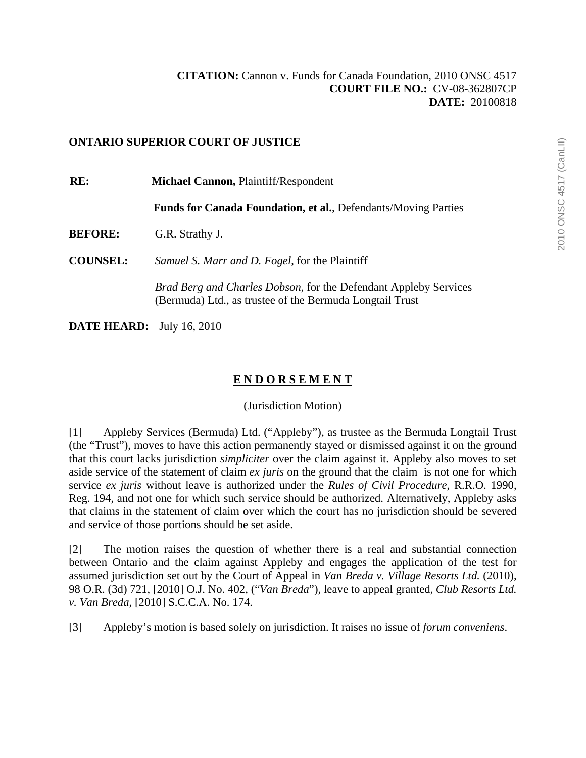**CITATION:** Cannon v. Funds for Canada Foundation, 2010 ONSC 4517
**COURT FILE NO.:** CV-08-362807CP
**DATE:** 20100818

**ONTARIO SUPERIOR COURT OF JUSTICE**

**RE:** **Michael Cannon,** Plaintiff/Respondent

**Funds for Canada Foundation, et al.**, Defendants/Moving Parties

**BEFORE:** G.R. Strathy J.

**COUNSEL:** *Samuel S. Marr and D. Fogel*, for the Plaintiff

*Brad Berg and Charles Dobson*, for the Defendant Appleby Services (Bermuda) Ltd., as trustee of the Bermuda Longtail Trust

**DATE HEARD:** July 16, 2010

## E N D O R S E M E N T

(Jurisdiction Motion)

[1] Appleby Services (Bermuda) Ltd. ("Appleby"), as trustee as the Bermuda Longtail Trust (the "Trust"), moves to have this action permanently stayed or dismissed against it on the ground that this court lacks jurisdiction *simpliciter* over the claim against it. Appleby also moves to set aside service of the statement of claim *ex juris* on the ground that the claim is not one for which service *ex juris* without leave is authorized under the *Rules of Civil Procedure*, R.R.O. 1990, Reg. 194, and not one for which such service should be authorized. Alternatively, Appleby asks that claims in the statement of claim over which the court has no jurisdiction should be severed and service of those portions should be set aside.

[2] The motion raises the question of whether there is a real and substantial connection between Ontario and the claim against Appleby and engages the application of the test for assumed jurisdiction set out by the Court of Appeal in *Van Breda v. Village Resorts Ltd.* (2010), 98 O.R. (3d) 721, [2010] O.J. No. 402, ("*Van Breda*"), leave to appeal granted, *Club Resorts Ltd. v. Van Breda*, [2010] S.C.C.A. No. 174.

[3] Appleby's motion is based solely on jurisdiction. It raises no issue of *forum conveniens*.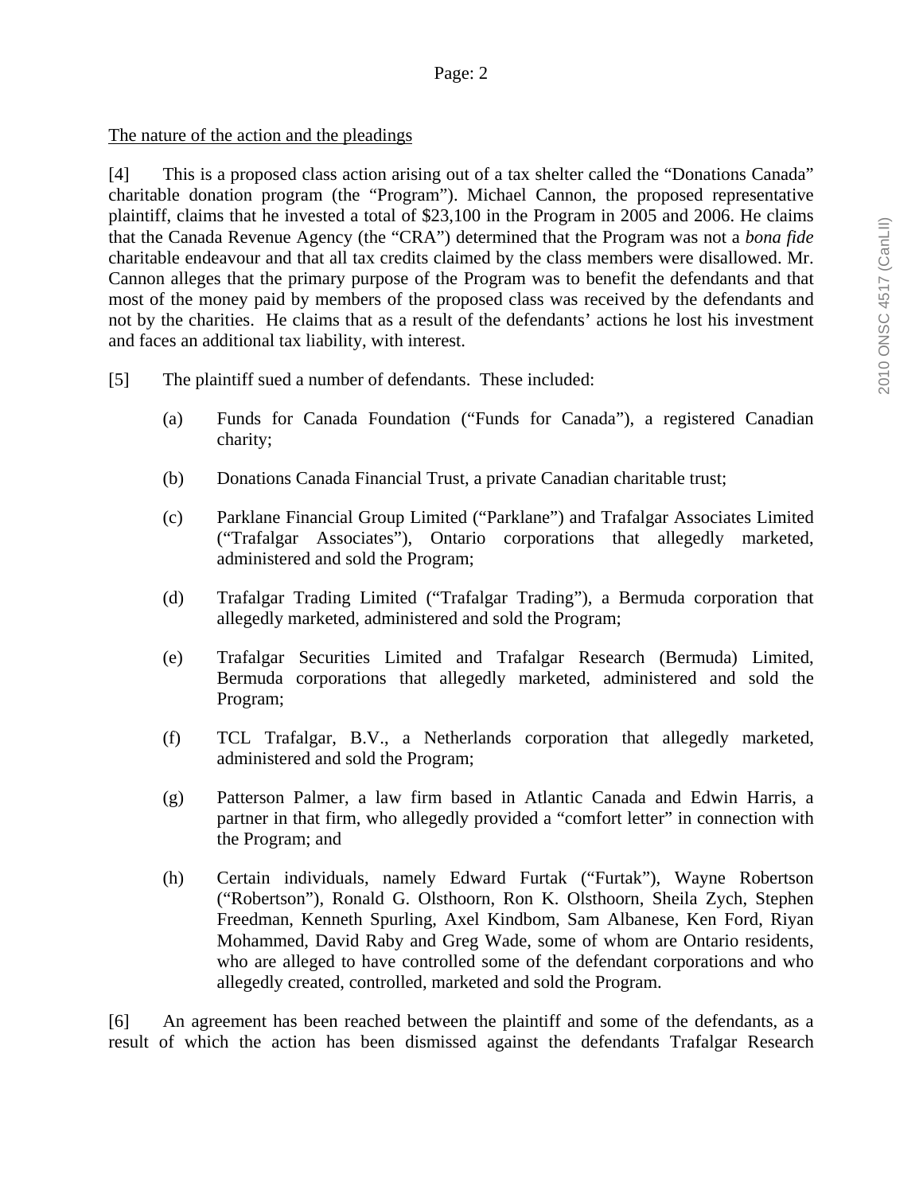The nature of the action and the pleadings

[4] This is a proposed class action arising out of a tax shelter called the "Donations Canada" charitable donation program (the "Program"). Michael Cannon, the proposed representative plaintiff, claims that he invested a total of $23,100 in the Program in 2005 and 2006. He claims that the Canada Revenue Agency (the "CRA") determined that the Program was not a *bona fide* charitable endeavour and that all tax credits claimed by the class members were disallowed. Mr. Cannon alleges that the primary purpose of the Program was to benefit the defendants and that most of the money paid by members of the proposed class was received by the defendants and not by the charities. He claims that as a result of the defendants' actions he lost his investment and faces an additional tax liability, with interest.

[5] The plaintiff sued a number of defendants. These included:

(a) Funds for Canada Foundation ("Funds for Canada"), a registered Canadian charity;

(b) Donations Canada Financial Trust, a private Canadian charitable trust;

(c) Parklane Financial Group Limited ("Parklane") and Trafalgar Associates Limited ("Trafalgar Associates"), Ontario corporations that allegedly marketed, administered and sold the Program;

(d) Trafalgar Trading Limited ("Trafalgar Trading"), a Bermuda corporation that allegedly marketed, administered and sold the Program;

(e) Trafalgar Securities Limited and Trafalgar Research (Bermuda) Limited, Bermuda corporations that allegedly marketed, administered and sold the Program;

(f) TCL Trafalgar, B.V., a Netherlands corporation that allegedly marketed, administered and sold the Program;

(g) Patterson Palmer, a law firm based in Atlantic Canada and Edwin Harris, a partner in that firm, who allegedly provided a "comfort letter" in connection with the Program; and

(h) Certain individuals, namely Edward Furtak ("Furtak"), Wayne Robertson ("Robertson"), Ronald G. Olsthoorn, Ron K. Olsthoorn, Sheila Zych, Stephen Freedman, Kenneth Spurling, Axel Kindbom, Sam Albanese, Ken Ford, Riyan Mohammed, David Raby and Greg Wade, some of whom are Ontario residents, who are alleged to have controlled some of the defendant corporations and who allegedly created, controlled, marketed and sold the Program.

[6] An agreement has been reached between the plaintiff and some of the defendants, as a result of which the action has been dismissed against the defendants Trafalgar Research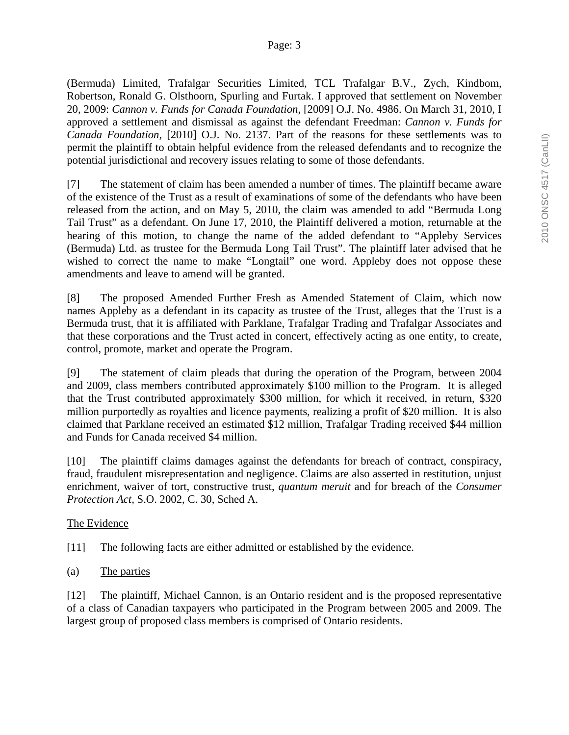(Bermuda) Limited, Trafalgar Securities Limited, TCL Trafalgar B.V., Zych, Kindbom, Robertson, Ronald G. Olsthoorn, Spurling and Furtak. I approved that settlement on November 20, 2009: *Cannon v. Funds for Canada Foundation*, [2009] O.J. No. 4986. On March 31, 2010, I approved a settlement and dismissal as against the defendant Freedman: *Cannon v. Funds for Canada Foundation*, [2010] O.J. No. 2137. Part of the reasons for these settlements was to permit the plaintiff to obtain helpful evidence from the released defendants and to recognize the potential jurisdictional and recovery issues relating to some of those defendants.

[7] The statement of claim has been amended a number of times. The plaintiff became aware of the existence of the Trust as a result of examinations of some of the defendants who have been released from the action, and on May 5, 2010, the claim was amended to add "Bermuda Long Tail Trust" as a defendant. On June 17, 2010, the Plaintiff delivered a motion, returnable at the hearing of this motion, to change the name of the added defendant to "Appleby Services (Bermuda) Ltd. as trustee for the Bermuda Long Tail Trust". The plaintiff later advised that he wished to correct the name to make "Longtail" one word. Appleby does not oppose these amendments and leave to amend will be granted.

[8] The proposed Amended Further Fresh as Amended Statement of Claim, which now names Appleby as a defendant in its capacity as trustee of the Trust, alleges that the Trust is a Bermuda trust, that it is affiliated with Parklane, Trafalgar Trading and Trafalgar Associates and that these corporations and the Trust acted in concert, effectively acting as one entity, to create, control, promote, market and operate the Program.

[9] The statement of claim pleads that during the operation of the Program, between 2004 and 2009, class members contributed approximately $100 million to the Program. It is alleged that the Trust contributed approximately $300 million, for which it received, in return, $320 million purportedly as royalties and licence payments, realizing a profit of $20 million. It is also claimed that Parklane received an estimated $12 million, Trafalgar Trading received $44 million and Funds for Canada received $4 million.

[10] The plaintiff claims damages against the defendants for breach of contract, conspiracy, fraud, fraudulent misrepresentation and negligence. Claims are also asserted in restitution, unjust enrichment, waiver of tort, constructive trust, *quantum meruit* and for breach of the *Consumer Protection Act*, S.O. 2002, C. 30, Sched A.

## The Evidence

[11] The following facts are either admitted or established by the evidence.

### (a) The parties

[12] The plaintiff, Michael Cannon, is an Ontario resident and is the proposed representative of a class of Canadian taxpayers who participated in the Program between 2005 and 2009. The largest group of proposed class members is comprised of Ontario residents.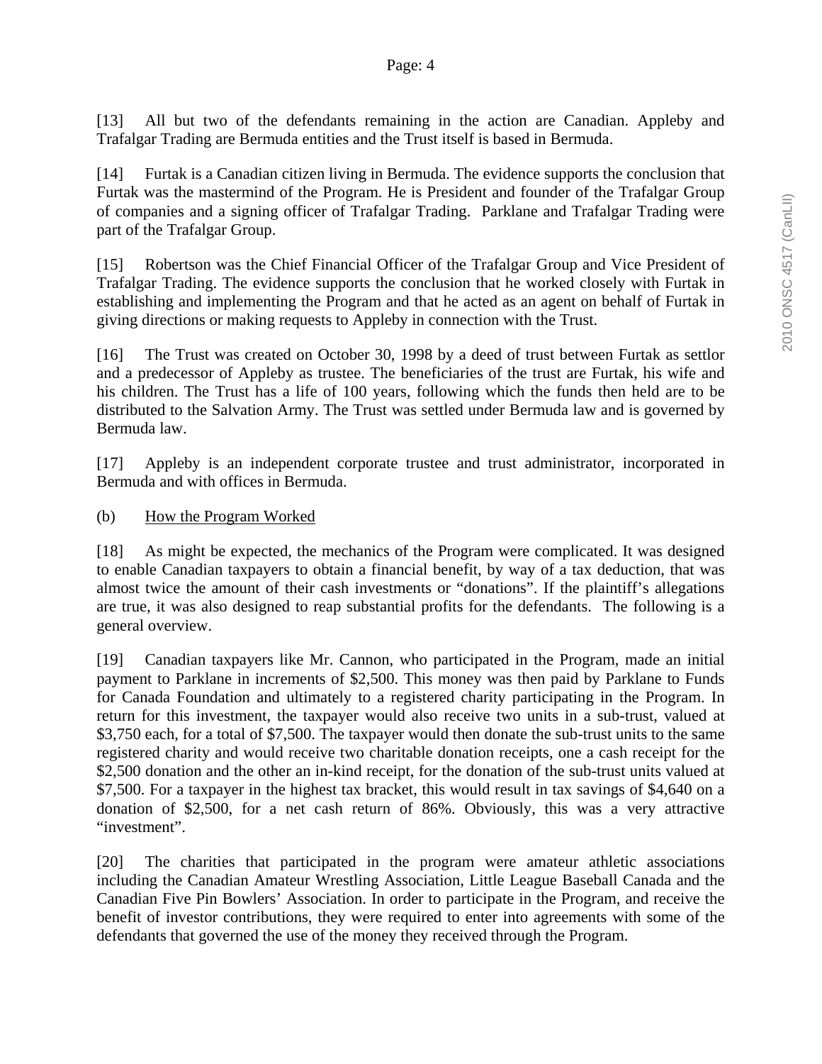[13] All but two of the defendants remaining in the action are Canadian. Appleby and Trafalgar Trading are Bermuda entities and the Trust itself is based in Bermuda.

[14] Furtak is a Canadian citizen living in Bermuda. The evidence supports the conclusion that Furtak was the mastermind of the Program. He is President and founder of the Trafalgar Group of companies and a signing officer of Trafalgar Trading. Parklane and Trafalgar Trading were part of the Trafalgar Group.

[15] Robertson was the Chief Financial Officer of the Trafalgar Group and Vice President of Trafalgar Trading. The evidence supports the conclusion that he worked closely with Furtak in establishing and implementing the Program and that he acted as an agent on behalf of Furtak in giving directions or making requests to Appleby in connection with the Trust.

[16] The Trust was created on October 30, 1998 by a deed of trust between Furtak as settlor and a predecessor of Appleby as trustee. The beneficiaries of the trust are Furtak, his wife and his children. The Trust has a life of 100 years, following which the funds then held are to be distributed to the Salvation Army. The Trust was settled under Bermuda law and is governed by Bermuda law.

[17] Appleby is an independent corporate trustee and trust administrator, incorporated in Bermuda and with offices in Bermuda.

(b) How the Program Worked

[18] As might be expected, the mechanics of the Program were complicated. It was designed to enable Canadian taxpayers to obtain a financial benefit, by way of a tax deduction, that was almost twice the amount of their cash investments or "donations". If the plaintiff's allegations are true, it was also designed to reap substantial profits for the defendants. The following is a general overview.

[19] Canadian taxpayers like Mr. Cannon, who participated in the Program, made an initial payment to Parklane in increments of $2,500. This money was then paid by Parklane to Funds for Canada Foundation and ultimately to a registered charity participating in the Program. In return for this investment, the taxpayer would also receive two units in a sub-trust, valued at $3,750 each, for a total of $7,500. The taxpayer would then donate the sub-trust units to the same registered charity and would receive two charitable donation receipts, one a cash receipt for the $2,500 donation and the other an in-kind receipt, for the donation of the sub-trust units valued at $7,500. For a taxpayer in the highest tax bracket, this would result in tax savings of $4,640 on a donation of $2,500, for a net cash return of 86%. Obviously, this was a very attractive "investment".

[20] The charities that participated in the program were amateur athletic associations including the Canadian Amateur Wrestling Association, Little League Baseball Canada and the Canadian Five Pin Bowlers' Association. In order to participate in the Program, and receive the benefit of investor contributions, they were required to enter into agreements with some of the defendants that governed the use of the money they received through the Program.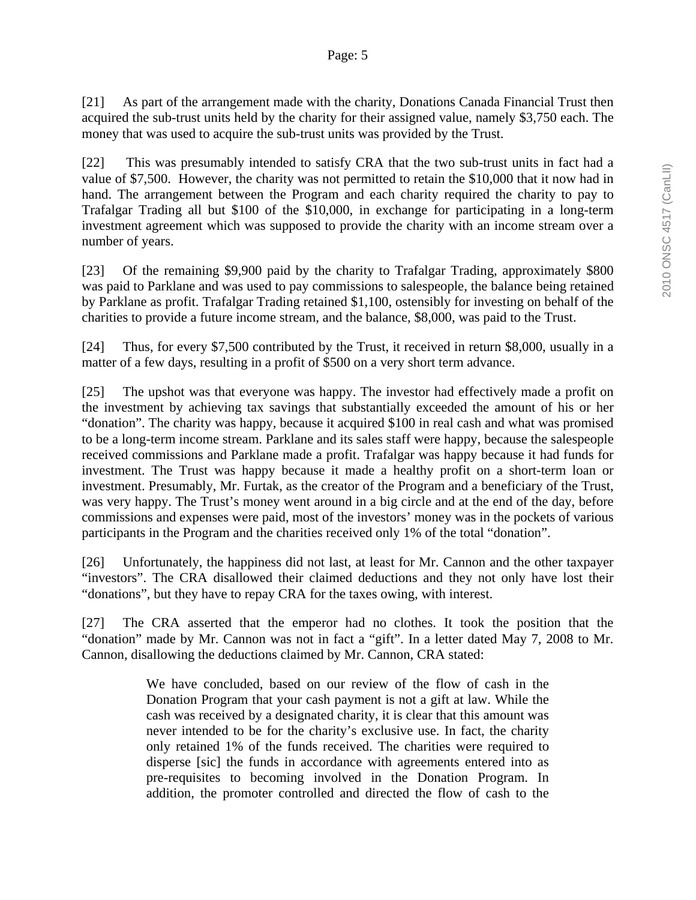[21] As part of the arrangement made with the charity, Donations Canada Financial Trust then acquired the sub-trust units held by the charity for their assigned value, namely $3,750 each. The money that was used to acquire the sub-trust units was provided by the Trust.

[22] This was presumably intended to satisfy CRA that the two sub-trust units in fact had a value of $7,500. However, the charity was not permitted to retain the $10,000 that it now had in hand. The arrangement between the Program and each charity required the charity to pay to Trafalgar Trading all but $100 of the $10,000, in exchange for participating in a long-term investment agreement which was supposed to provide the charity with an income stream over a number of years.

[23] Of the remaining $9,900 paid by the charity to Trafalgar Trading, approximately $800 was paid to Parklane and was used to pay commissions to salespeople, the balance being retained by Parklane as profit. Trafalgar Trading retained $1,100, ostensibly for investing on behalf of the charities to provide a future income stream, and the balance, $8,000, was paid to the Trust.

[24] Thus, for every $7,500 contributed by the Trust, it received in return $8,000, usually in a matter of a few days, resulting in a profit of $500 on a very short term advance.

[25] The upshot was that everyone was happy. The investor had effectively made a profit on the investment by achieving tax savings that substantially exceeded the amount of his or her "donation". The charity was happy, because it acquired $100 in real cash and what was promised to be a long-term income stream. Parklane and its sales staff were happy, because the salespeople received commissions and Parklane made a profit. Trafalgar was happy because it had funds for investment. The Trust was happy because it made a healthy profit on a short-term loan or investment. Presumably, Mr. Furtak, as the creator of the Program and a beneficiary of the Trust, was very happy. The Trust's money went around in a big circle and at the end of the day, before commissions and expenses were paid, most of the investors' money was in the pockets of various participants in the Program and the charities received only 1% of the total "donation".

[26] Unfortunately, the happiness did not last, at least for Mr. Cannon and the other taxpayer "investors". The CRA disallowed their claimed deductions and they not only have lost their "donations", but they have to repay CRA for the taxes owing, with interest.

[27] The CRA asserted that the emperor had no clothes. It took the position that the "donation" made by Mr. Cannon was not in fact a "gift". In a letter dated May 7, 2008 to Mr. Cannon, disallowing the deductions claimed by Mr. Cannon, CRA stated:

> We have concluded, based on our review of the flow of cash in the Donation Program that your cash payment is not a gift at law. While the cash was received by a designated charity, it is clear that this amount was never intended to be for the charity's exclusive use. In fact, the charity only retained 1% of the funds received. The charities were required to disperse [sic] the funds in accordance with agreements entered into as pre-requisites to becoming involved in the Donation Program. In addition, the promoter controlled and directed the flow of cash to the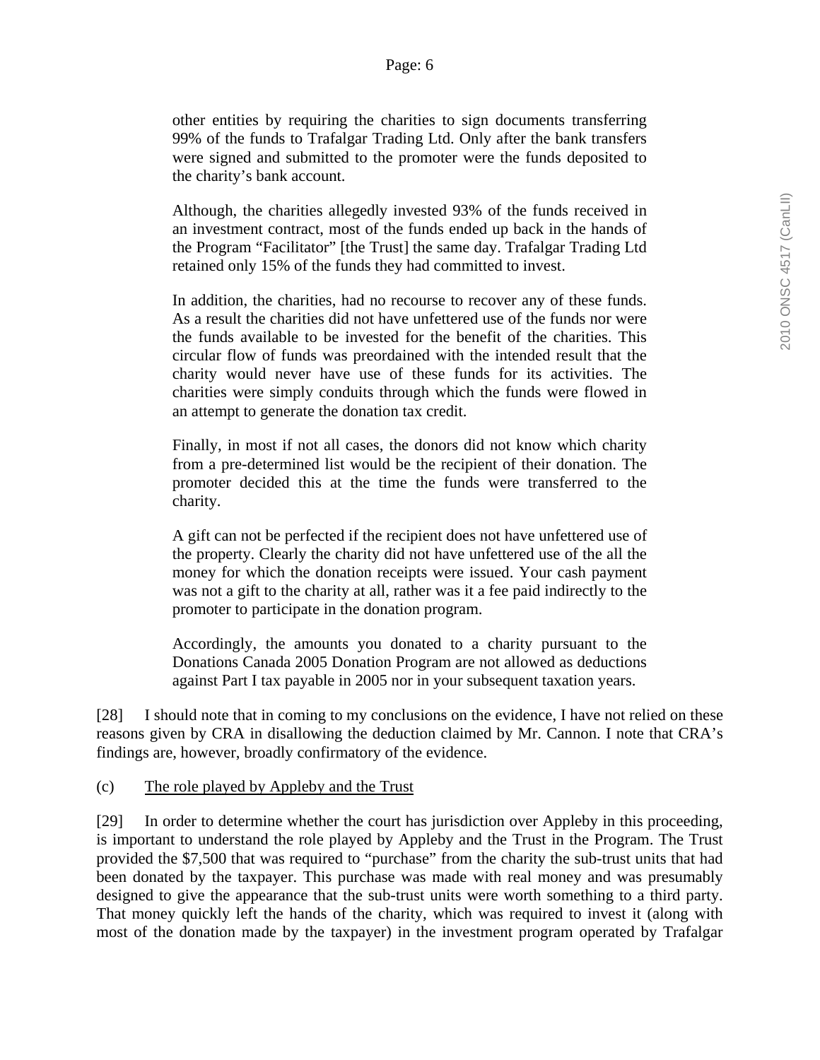other entities by requiring the charities to sign documents transferring 99% of the funds to Trafalgar Trading Ltd. Only after the bank transfers were signed and submitted to the promoter were the funds deposited to the charity's bank account.

> Although, the charities allegedly invested 93% of the funds received in an investment contract, most of the funds ended up back in the hands of the Program "Facilitator" [the Trust] the same day. Trafalgar Trading Ltd retained only 15% of the funds they had committed to invest.
>
> In addition, the charities, had no recourse to recover any of these funds. As a result the charities did not have unfettered use of the funds nor were the funds available to be invested for the benefit of the charities. This circular flow of funds was preordained with the intended result that the charity would never have use of these funds for its activities. The charities were simply conduits through which the funds were flowed in an attempt to generate the donation tax credit.
>
> Finally, in most if not all cases, the donors did not know which charity from a pre-determined list would be the recipient of their donation. The promoter decided this at the time the funds were transferred to the charity.
>
> A gift can not be perfected if the recipient does not have unfettered use of the property. Clearly the charity did not have unfettered use of the all the money for which the donation receipts were issued. Your cash payment was not a gift to the charity at all, rather was it a fee paid indirectly to the promoter to participate in the donation program.
>
> Accordingly, the amounts you donated to a charity pursuant to the Donations Canada 2005 Donation Program are not allowed as deductions against Part I tax payable in 2005 nor in your subsequent taxation years.

[28] I should note that in coming to my conclusions on the evidence, I have not relied on these reasons given by CRA in disallowing the deduction claimed by Mr. Cannon. I note that CRA's findings are, however, broadly confirmatory of the evidence.

(c) The role played by Appleby and the Trust

[29] In order to determine whether the court has jurisdiction over Appleby in this proceeding, is important to understand the role played by Appleby and the Trust in the Program. The Trust provided the $7,500 that was required to "purchase" from the charity the sub-trust units that had been donated by the taxpayer. This purchase was made with real money and was presumably designed to give the appearance that the sub-trust units were worth something to a third party. That money quickly left the hands of the charity, which was required to invest it (along with most of the donation made by the taxpayer) in the investment program operated by Trafalgar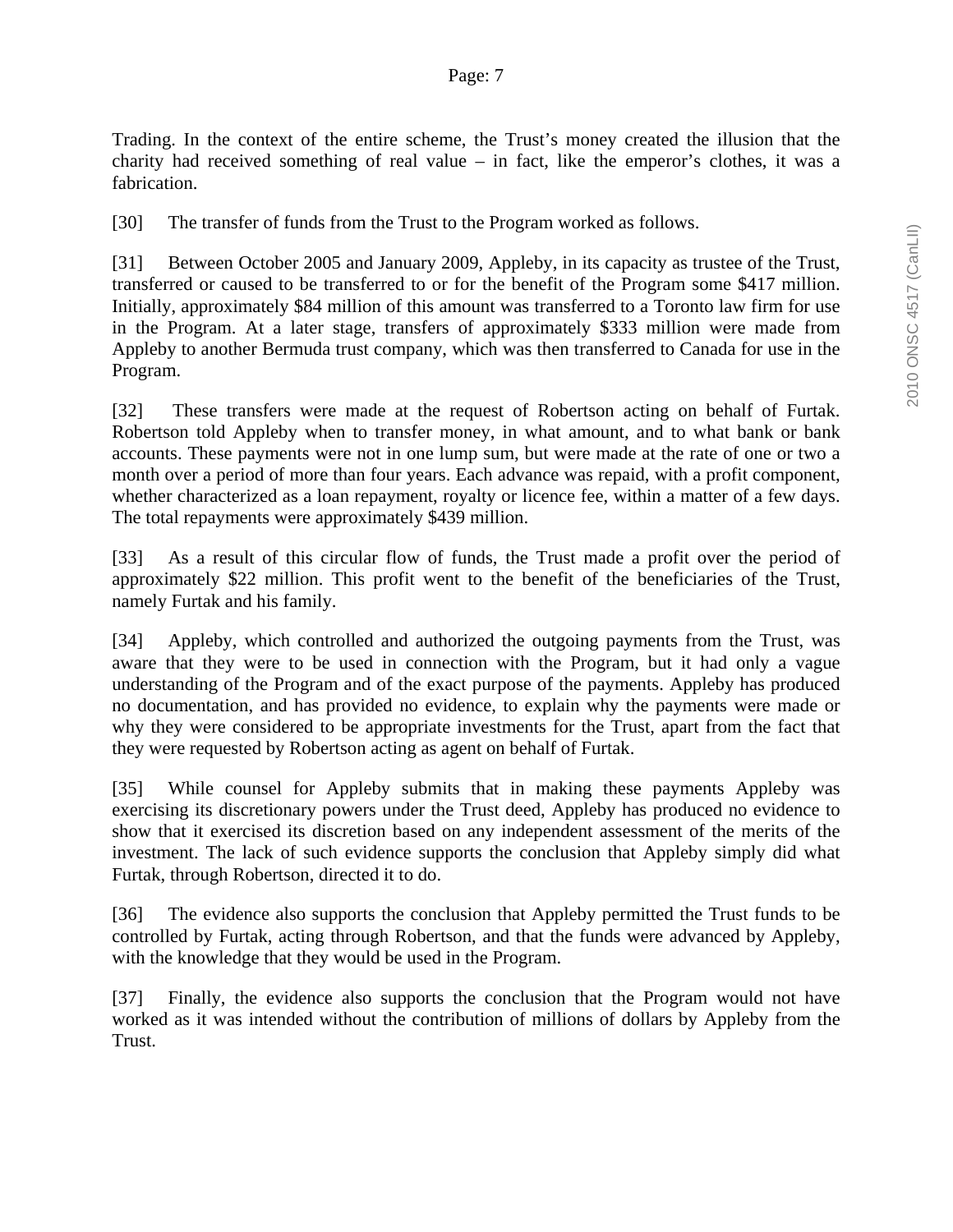Trading. In the context of the entire scheme, the Trust's money created the illusion that the charity had received something of real value – in fact, like the emperor's clothes, it was a fabrication.

[30] The transfer of funds from the Trust to the Program worked as follows.

[31] Between October 2005 and January 2009, Appleby, in its capacity as trustee of the Trust, transferred or caused to be transferred to or for the benefit of the Program some $417 million. Initially, approximately $84 million of this amount was transferred to a Toronto law firm for use in the Program. At a later stage, transfers of approximately $333 million were made from Appleby to another Bermuda trust company, which was then transferred to Canada for use in the Program.

[32] These transfers were made at the request of Robertson acting on behalf of Furtak. Robertson told Appleby when to transfer money, in what amount, and to what bank or bank accounts. These payments were not in one lump sum, but were made at the rate of one or two a month over a period of more than four years. Each advance was repaid, with a profit component, whether characterized as a loan repayment, royalty or licence fee, within a matter of a few days. The total repayments were approximately $439 million.

[33] As a result of this circular flow of funds, the Trust made a profit over the period of approximately $22 million. This profit went to the benefit of the beneficiaries of the Trust, namely Furtak and his family.

[34] Appleby, which controlled and authorized the outgoing payments from the Trust, was aware that they were to be used in connection with the Program, but it had only a vague understanding of the Program and of the exact purpose of the payments. Appleby has produced no documentation, and has provided no evidence, to explain why the payments were made or why they were considered to be appropriate investments for the Trust, apart from the fact that they were requested by Robertson acting as agent on behalf of Furtak.

[35] While counsel for Appleby submits that in making these payments Appleby was exercising its discretionary powers under the Trust deed, Appleby has produced no evidence to show that it exercised its discretion based on any independent assessment of the merits of the investment. The lack of such evidence supports the conclusion that Appleby simply did what Furtak, through Robertson, directed it to do.

[36] The evidence also supports the conclusion that Appleby permitted the Trust funds to be controlled by Furtak, acting through Robertson, and that the funds were advanced by Appleby, with the knowledge that they would be used in the Program.

[37] Finally, the evidence also supports the conclusion that the Program would not have worked as it was intended without the contribution of millions of dollars by Appleby from the Trust.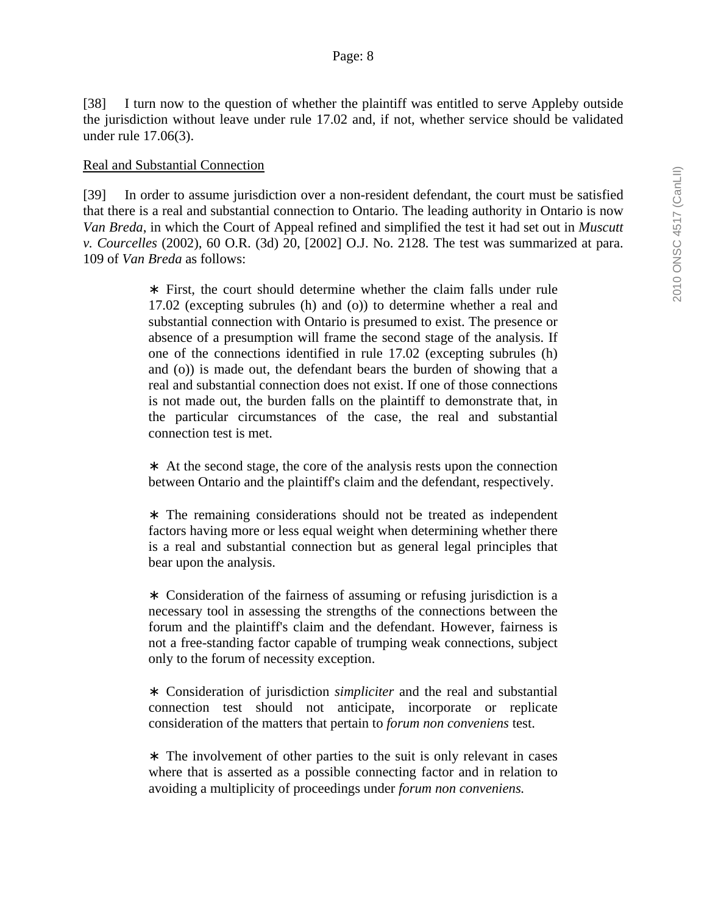[38] I turn now to the question of whether the plaintiff was entitled to serve Appleby outside the jurisdiction without leave under rule 17.02 and, if not, whether service should be validated under rule 17.06(3).

Real and Substantial Connection

[39] In order to assume jurisdiction over a non-resident defendant, the court must be satisfied that there is a real and substantial connection to Ontario. The leading authority in Ontario is now *Van Breda*, in which the Court of Appeal refined and simplified the test it had set out in *Muscutt v. Courcelles* (2002), 60 O.R. (3d) 20, [2002] O.J. No. 2128. The test was summarized at para. 109 of *Van Breda* as follows:

> ∗ First, the court should determine whether the claim falls under rule 17.02 (excepting subrules (h) and (o)) to determine whether a real and substantial connection with Ontario is presumed to exist. The presence or absence of a presumption will frame the second stage of the analysis. If one of the connections identified in rule 17.02 (excepting subrules (h) and (o)) is made out, the defendant bears the burden of showing that a real and substantial connection does not exist. If one of those connections is not made out, the burden falls on the plaintiff to demonstrate that, in the particular circumstances of the case, the real and substantial connection test is met.
>
> ∗ At the second stage, the core of the analysis rests upon the connection between Ontario and the plaintiff's claim and the defendant, respectively.
>
> ∗ The remaining considerations should not be treated as independent factors having more or less equal weight when determining whether there is a real and substantial connection but as general legal principles that bear upon the analysis.
>
> ∗ Consideration of the fairness of assuming or refusing jurisdiction is a necessary tool in assessing the strengths of the connections between the forum and the plaintiff's claim and the defendant. However, fairness is not a free-standing factor capable of trumping weak connections, subject only to the forum of necessity exception.
>
> ∗ Consideration of jurisdiction *simpliciter* and the real and substantial connection test should not anticipate, incorporate or replicate consideration of the matters that pertain to *forum non conveniens* test.
>
> ∗ The involvement of other parties to the suit is only relevant in cases where that is asserted as a possible connecting factor and in relation to avoiding a multiplicity of proceedings under *forum non conveniens.*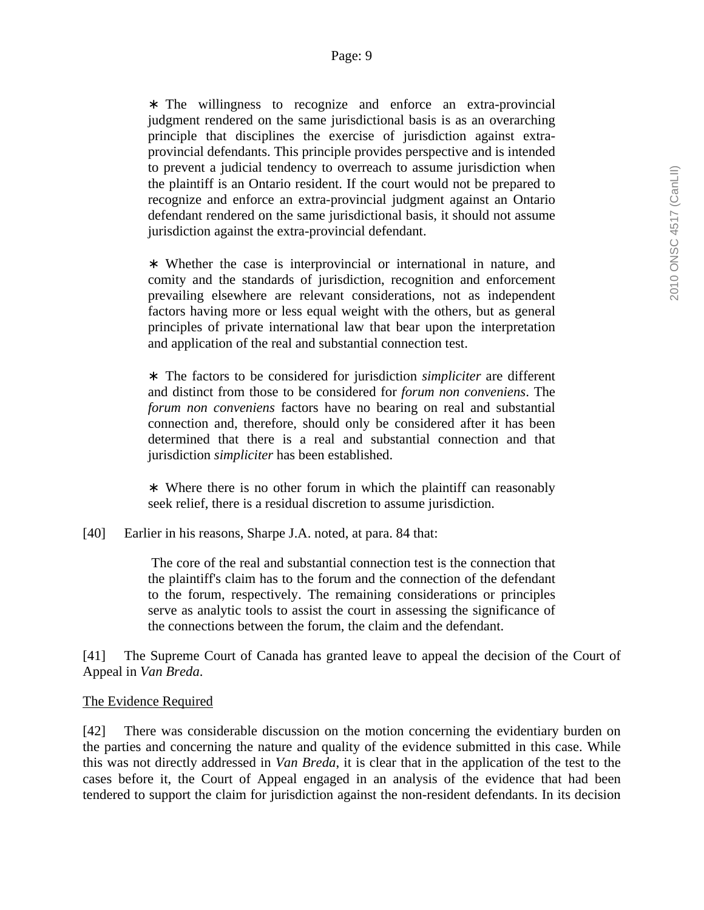∗ The willingness to recognize and enforce an extra-provincial judgment rendered on the same jurisdictional basis is as an overarching principle that disciplines the exercise of jurisdiction against extra-provincial defendants. This principle provides perspective and is intended to prevent a judicial tendency to overreach to assume jurisdiction when the plaintiff is an Ontario resident. If the court would not be prepared to recognize and enforce an extra-provincial judgment against an Ontario defendant rendered on the same jurisdictional basis, it should not assume jurisdiction against the extra-provincial defendant.

> ∗ Whether the case is interprovincial or international in nature, and comity and the standards of jurisdiction, recognition and enforcement prevailing elsewhere are relevant considerations, not as independent factors having more or less equal weight with the others, but as general principles of private international law that bear upon the interpretation and application of the real and substantial connection test.
>
> ∗ The factors to be considered for jurisdiction *simpliciter* are different and distinct from those to be considered for *forum non conveniens*. The *forum non conveniens* factors have no bearing on real and substantial connection and, therefore, should only be considered after it has been determined that there is a real and substantial connection and that jurisdiction *simpliciter* has been established.
>
> ∗ Where there is no other forum in which the plaintiff can reasonably seek relief, there is a residual discretion to assume jurisdiction.

[40] Earlier in his reasons, Sharpe J.A. noted, at para. 84 that:

> The core of the real and substantial connection test is the connection that the plaintiff's claim has to the forum and the connection of the defendant to the forum, respectively. The remaining considerations or principles serve as analytic tools to assist the court in assessing the significance of the connections between the forum, the claim and the defendant.

[41] The Supreme Court of Canada has granted leave to appeal the decision of the Court of Appeal in *Van Breda*.

<u>The Evidence Required</u>

[42] There was considerable discussion on the motion concerning the evidentiary burden on the parties and concerning the nature and quality of the evidence submitted in this case. While this was not directly addressed in *Van Breda*, it is clear that in the application of the test to the cases before it, the Court of Appeal engaged in an analysis of the evidence that had been tendered to support the claim for jurisdiction against the non-resident defendants. In its decision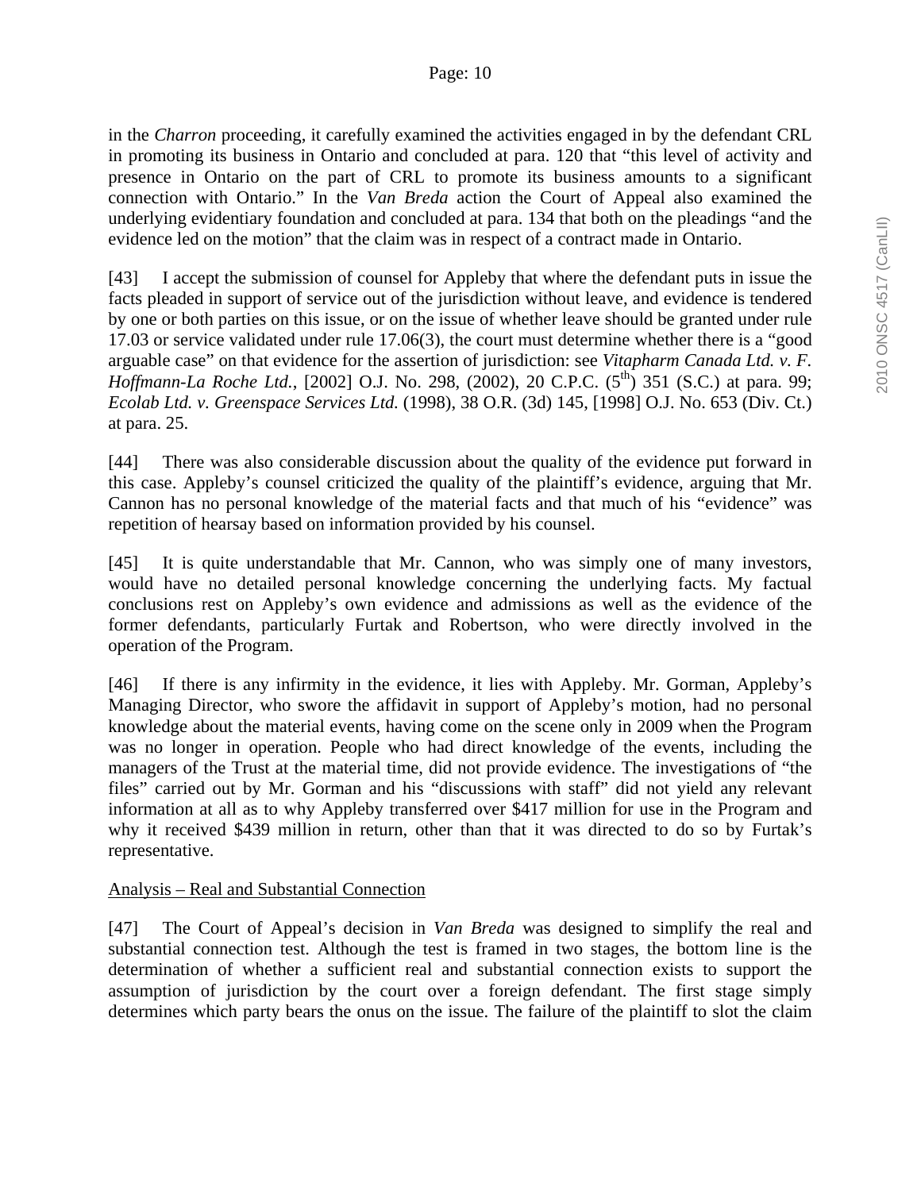in the *Charron* proceeding, it carefully examined the activities engaged in by the defendant CRL in promoting its business in Ontario and concluded at para. 120 that "this level of activity and presence in Ontario on the part of CRL to promote its business amounts to a significant connection with Ontario." In the *Van Breda* action the Court of Appeal also examined the underlying evidentiary foundation and concluded at para. 134 that both on the pleadings "and the evidence led on the motion" that the claim was in respect of a contract made in Ontario.

[43] I accept the submission of counsel for Appleby that where the defendant puts in issue the facts pleaded in support of service out of the jurisdiction without leave, and evidence is tendered by one or both parties on this issue, or on the issue of whether leave should be granted under rule 17.03 or service validated under rule 17.06(3), the court must determine whether there is a "good arguable case" on that evidence for the assertion of jurisdiction: see *Vitapharm Canada Ltd. v. F. Hoffmann-La Roche Ltd.*, [2002] O.J. No. 298, (2002), 20 C.P.C. (5th) 351 (S.C.) at para. 99; *Ecolab Ltd. v. Greenspace Services Ltd.* (1998), 38 O.R. (3d) 145, [1998] O.J. No. 653 (Div. Ct.) at para. 25.

[44] There was also considerable discussion about the quality of the evidence put forward in this case. Appleby's counsel criticized the quality of the plaintiff's evidence, arguing that Mr. Cannon has no personal knowledge of the material facts and that much of his "evidence" was repetition of hearsay based on information provided by his counsel.

[45] It is quite understandable that Mr. Cannon, who was simply one of many investors, would have no detailed personal knowledge concerning the underlying facts. My factual conclusions rest on Appleby's own evidence and admissions as well as the evidence of the former defendants, particularly Furtak and Robertson, who were directly involved in the operation of the Program.

[46] If there is any infirmity in the evidence, it lies with Appleby. Mr. Gorman, Appleby's Managing Director, who swore the affidavit in support of Appleby's motion, had no personal knowledge about the material events, having come on the scene only in 2009 when the Program was no longer in operation. People who had direct knowledge of the events, including the managers of the Trust at the material time, did not provide evidence. The investigations of "the files" carried out by Mr. Gorman and his "discussions with staff" did not yield any relevant information at all as to why Appleby transferred over $417 million for use in the Program and why it received $439 million in return, other than that it was directed to do so by Furtak's representative.

## Analysis – Real and Substantial Connection

[47] The Court of Appeal's decision in *Van Breda* was designed to simplify the real and substantial connection test. Although the test is framed in two stages, the bottom line is the determination of whether a sufficient real and substantial connection exists to support the assumption of jurisdiction by the court over a foreign defendant. The first stage simply determines which party bears the onus on the issue. The failure of the plaintiff to slot the claim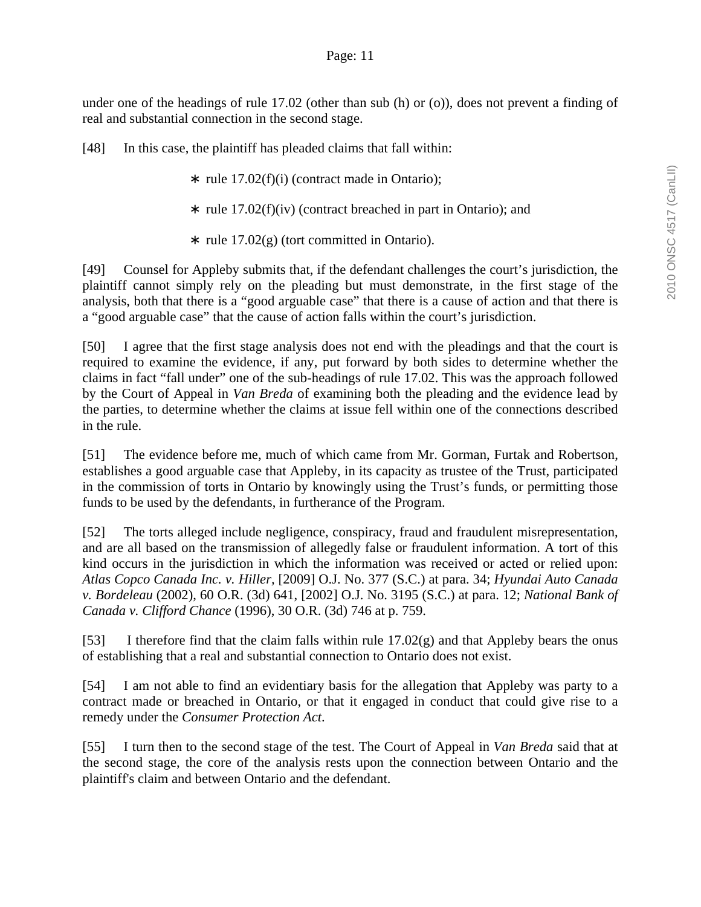under one of the headings of rule 17.02 (other than sub (h) or (o)), does not prevent a finding of real and substantial connection in the second stage.

[48] In this case, the plaintiff has pleaded claims that fall within:

- rule 17.02(f)(i) (contract made in Ontario);
- rule 17.02(f)(iv) (contract breached in part in Ontario); and
- rule 17.02(g) (tort committed in Ontario).

[49] Counsel for Appleby submits that, if the defendant challenges the court's jurisdiction, the plaintiff cannot simply rely on the pleading but must demonstrate, in the first stage of the analysis, both that there is a "good arguable case" that there is a cause of action and that there is a "good arguable case" that the cause of action falls within the court's jurisdiction.

[50] I agree that the first stage analysis does not end with the pleadings and that the court is required to examine the evidence, if any, put forward by both sides to determine whether the claims in fact "fall under" one of the sub-headings of rule 17.02. This was the approach followed by the Court of Appeal in *Van Breda* of examining both the pleading and the evidence lead by the parties, to determine whether the claims at issue fell within one of the connections described in the rule.

[51] The evidence before me, much of which came from Mr. Gorman, Furtak and Robertson, establishes a good arguable case that Appleby, in its capacity as trustee of the Trust, participated in the commission of torts in Ontario by knowingly using the Trust's funds, or permitting those funds to be used by the defendants, in furtherance of the Program.

[52] The torts alleged include negligence, conspiracy, fraud and fraudulent misrepresentation, and are all based on the transmission of allegedly false or fraudulent information. A tort of this kind occurs in the jurisdiction in which the information was received or acted or relied upon: *Atlas Copco Canada Inc. v. Hiller*, [2009] O.J. No. 377 (S.C.) at para. 34; *Hyundai Auto Canada v. Bordeleau* (2002), 60 O.R. (3d) 641, [2002] O.J. No. 3195 (S.C.) at para. 12; *National Bank of Canada v. Clifford Chance* (1996), 30 O.R. (3d) 746 at p. 759.

[53] I therefore find that the claim falls within rule 17.02(g) and that Appleby bears the onus of establishing that a real and substantial connection to Ontario does not exist.

[54] I am not able to find an evidentiary basis for the allegation that Appleby was party to a contract made or breached in Ontario, or that it engaged in conduct that could give rise to a remedy under the *Consumer Protection Act*.

[55] I turn then to the second stage of the test. The Court of Appeal in *Van Breda* said that at the second stage, the core of the analysis rests upon the connection between Ontario and the plaintiff's claim and between Ontario and the defendant.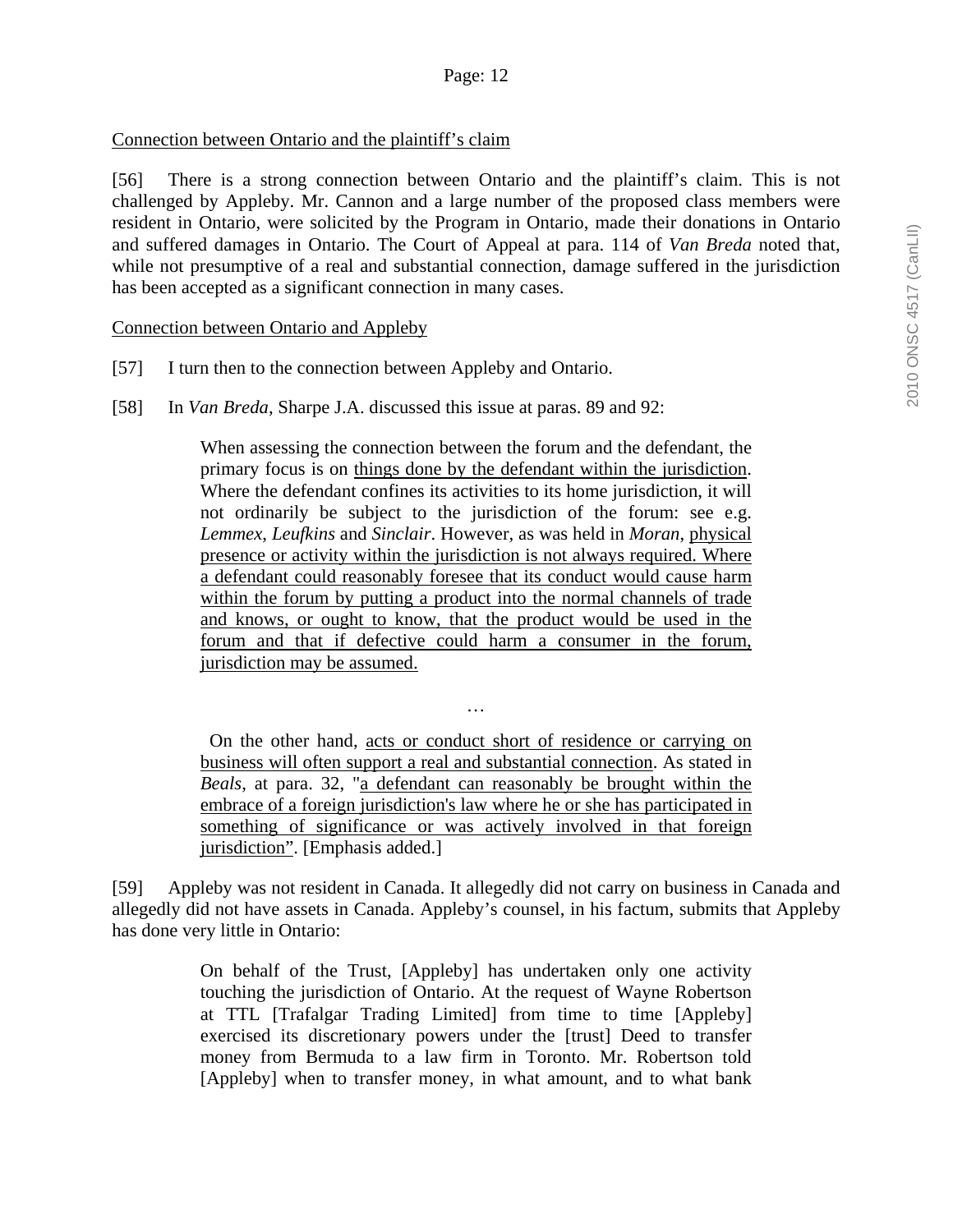Connection between Ontario and the plaintiff's claim

[56] There is a strong connection between Ontario and the plaintiff's claim. This is not challenged by Appleby. Mr. Cannon and a large number of the proposed class members were resident in Ontario, were solicited by the Program in Ontario, made their donations in Ontario and suffered damages in Ontario. The Court of Appeal at para. 114 of *Van Breda* noted that, while not presumptive of a real and substantial connection, damage suffered in the jurisdiction has been accepted as a significant connection in many cases.

Connection between Ontario and Appleby

[57] I turn then to the connection between Appleby and Ontario.

[58] In *Van Breda*, Sharpe J.A. discussed this issue at paras. 89 and 92:

> When assessing the connection between the forum and the defendant, the primary focus is on things done by the defendant within the jurisdiction. Where the defendant confines its activities to its home jurisdiction, it will not ordinarily be subject to the jurisdiction of the forum: see e.g. *Lemmex*, *Leufkins* and *Sinclair*. However, as was held in *Moran*, physical presence or activity within the jurisdiction is not always required. Where a defendant could reasonably foresee that its conduct would cause harm within the forum by putting a product into the normal channels of trade and knows, or ought to know, that the product would be used in the forum and that if defective could harm a consumer in the forum, jurisdiction may be assumed.
>
> …
>
> On the other hand, acts or conduct short of residence or carrying on business will often support a real and substantial connection. As stated in *Beals*, at para. 32, "a defendant can reasonably be brought within the embrace of a foreign jurisdiction's law where he or she has participated in something of significance or was actively involved in that foreign jurisdiction". [Emphasis added.]

[59] Appleby was not resident in Canada. It allegedly did not carry on business in Canada and allegedly did not have assets in Canada. Appleby's counsel, in his factum, submits that Appleby has done very little in Ontario:

> On behalf of the Trust, [Appleby] has undertaken only one activity touching the jurisdiction of Ontario. At the request of Wayne Robertson at TTL [Trafalgar Trading Limited] from time to time [Appleby] exercised its discretionary powers under the [trust] Deed to transfer money from Bermuda to a law firm in Toronto. Mr. Robertson told [Appleby] when to transfer money, in what amount, and to what bank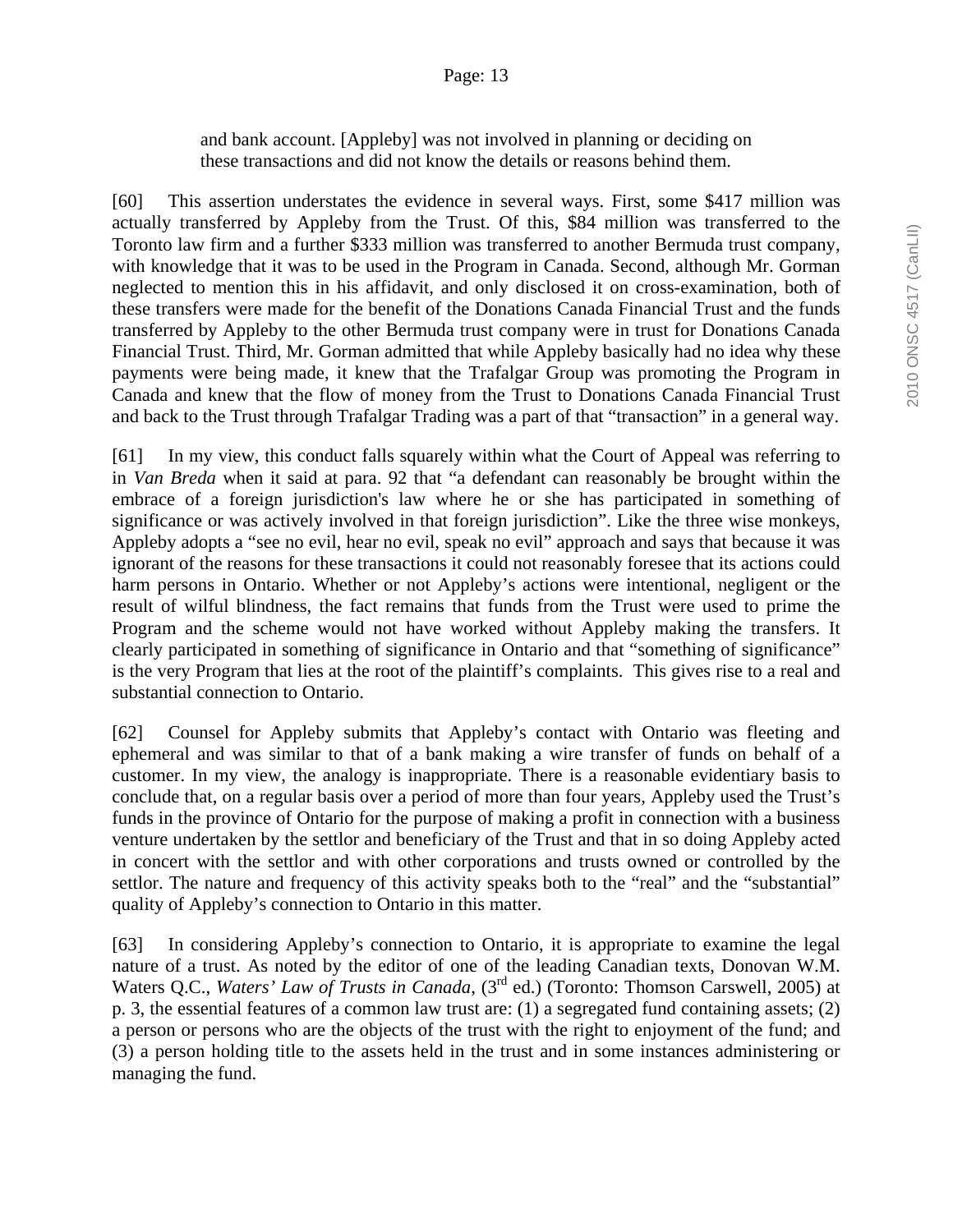> and bank account. [Appleby] was not involved in planning or deciding on these transactions and did not know the details or reasons behind them.

[60] This assertion understates the evidence in several ways. First, some $417 million was actually transferred by Appleby from the Trust. Of this, $84 million was transferred to the Toronto law firm and a further $333 million was transferred to another Bermuda trust company, with knowledge that it was to be used in the Program in Canada. Second, although Mr. Gorman neglected to mention this in his affidavit, and only disclosed it on cross-examination, both of these transfers were made for the benefit of the Donations Canada Financial Trust and the funds transferred by Appleby to the other Bermuda trust company were in trust for Donations Canada Financial Trust. Third, Mr. Gorman admitted that while Appleby basically had no idea why these payments were being made, it knew that the Trafalgar Group was promoting the Program in Canada and knew that the flow of money from the Trust to Donations Canada Financial Trust and back to the Trust through Trafalgar Trading was a part of that "transaction" in a general way.

[61] In my view, this conduct falls squarely within what the Court of Appeal was referring to in *Van Breda* when it said at para. 92 that "a defendant can reasonably be brought within the embrace of a foreign jurisdiction's law where he or she has participated in something of significance or was actively involved in that foreign jurisdiction". Like the three wise monkeys, Appleby adopts a "see no evil, hear no evil, speak no evil" approach and says that because it was ignorant of the reasons for these transactions it could not reasonably foresee that its actions could harm persons in Ontario. Whether or not Appleby's actions were intentional, negligent or the result of wilful blindness, the fact remains that funds from the Trust were used to prime the Program and the scheme would not have worked without Appleby making the transfers. It clearly participated in something of significance in Ontario and that "something of significance" is the very Program that lies at the root of the plaintiff's complaints. This gives rise to a real and substantial connection to Ontario.

[62] Counsel for Appleby submits that Appleby's contact with Ontario was fleeting and ephemeral and was similar to that of a bank making a wire transfer of funds on behalf of a customer. In my view, the analogy is inappropriate. There is a reasonable evidentiary basis to conclude that, on a regular basis over a period of more than four years, Appleby used the Trust's funds in the province of Ontario for the purpose of making a profit in connection with a business venture undertaken by the settlor and beneficiary of the Trust and that in so doing Appleby acted in concert with the settlor and with other corporations and trusts owned or controlled by the settlor. The nature and frequency of this activity speaks both to the "real" and the "substantial" quality of Appleby's connection to Ontario in this matter.

[63] In considering Appleby's connection to Ontario, it is appropriate to examine the legal nature of a trust. As noted by the editor of one of the leading Canadian texts, Donovan W.M. Waters Q.C., *Waters' Law of Trusts in Canada*, (3rd ed.) (Toronto: Thomson Carswell, 2005) at p. 3, the essential features of a common law trust are: (1) a segregated fund containing assets; (2) a person or persons who are the objects of the trust with the right to enjoyment of the fund; and (3) a person holding title to the assets held in the trust and in some instances administering or managing the fund.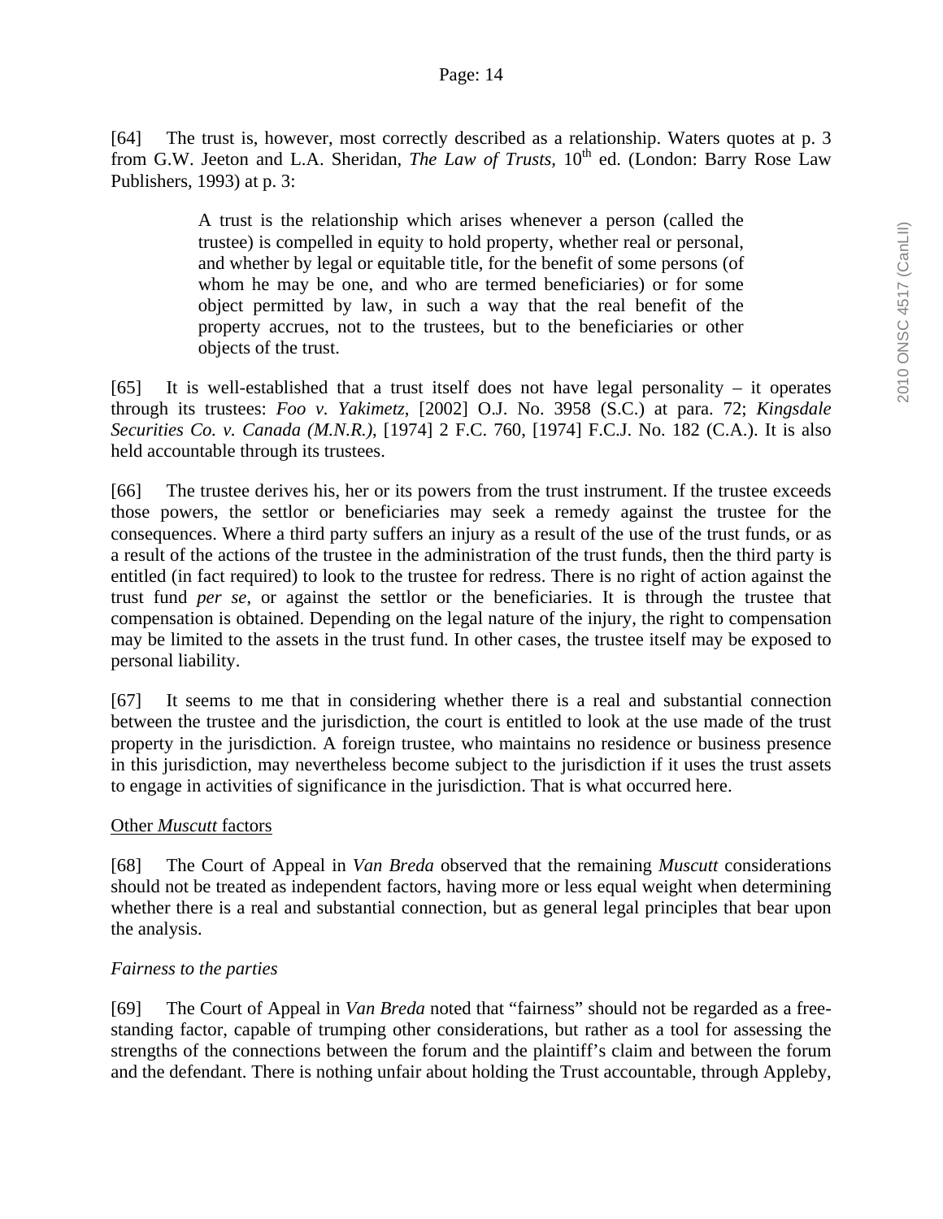[64] The trust is, however, most correctly described as a relationship. Waters quotes at p. 3 from G.W. Jeeton and L.A. Sheridan, *The Law of Trusts,* 10th ed. (London: Barry Rose Law Publishers, 1993) at p. 3:

> A trust is the relationship which arises whenever a person (called the trustee) is compelled in equity to hold property, whether real or personal, and whether by legal or equitable title, for the benefit of some persons (of whom he may be one, and who are termed beneficiaries) or for some object permitted by law, in such a way that the real benefit of the property accrues, not to the trustees, but to the beneficiaries or other objects of the trust.

[65] It is well-established that a trust itself does not have legal personality – it operates through its trustees: *Foo v. Yakimetz*, [2002] O.J. No. 3958 (S.C.) at para. 72; *Kingsdale Securities Co. v. Canada (M.N.R.)*, [1974] 2 F.C. 760, [1974] F.C.J. No. 182 (C.A.). It is also held accountable through its trustees.

[66] The trustee derives his, her or its powers from the trust instrument. If the trustee exceeds those powers, the settlor or beneficiaries may seek a remedy against the trustee for the consequences. Where a third party suffers an injury as a result of the use of the trust funds, or as a result of the actions of the trustee in the administration of the trust funds, then the third party is entitled (in fact required) to look to the trustee for redress. There is no right of action against the trust fund *per se*, or against the settlor or the beneficiaries. It is through the trustee that compensation is obtained. Depending on the legal nature of the injury, the right to compensation may be limited to the assets in the trust fund. In other cases, the trustee itself may be exposed to personal liability.

[67] It seems to me that in considering whether there is a real and substantial connection between the trustee and the jurisdiction, the court is entitled to look at the use made of the trust property in the jurisdiction. A foreign trustee, who maintains no residence or business presence in this jurisdiction, may nevertheless become subject to the jurisdiction if it uses the trust assets to engage in activities of significance in the jurisdiction. That is what occurred here.

## Other *Muscutt* factors

[68] The Court of Appeal in *Van Breda* observed that the remaining *Muscutt* considerations should not be treated as independent factors, having more or less equal weight when determining whether there is a real and substantial connection, but as general legal principles that bear upon the analysis.

### *Fairness to the parties*

[69] The Court of Appeal in *Van Breda* noted that "fairness" should not be regarded as a free-standing factor, capable of trumping other considerations, but rather as a tool for assessing the strengths of the connections between the forum and the plaintiff's claim and between the forum and the defendant. There is nothing unfair about holding the Trust accountable, through Appleby,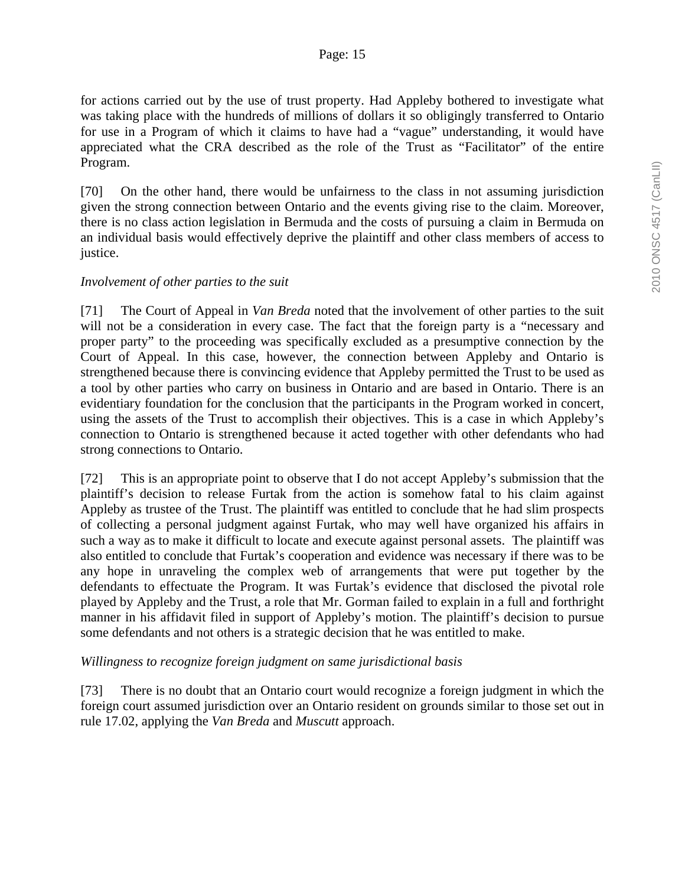for actions carried out by the use of trust property. Had Appleby bothered to investigate what was taking place with the hundreds of millions of dollars it so obligingly transferred to Ontario for use in a Program of which it claims to have had a "vague" understanding, it would have appreciated what the CRA described as the role of the Trust as "Facilitator" of the entire Program.

[70] On the other hand, there would be unfairness to the class in not assuming jurisdiction given the strong connection between Ontario and the events giving rise to the claim. Moreover, there is no class action legislation in Bermuda and the costs of pursuing a claim in Bermuda on an individual basis would effectively deprive the plaintiff and other class members of access to justice.

*Involvement of other parties to the suit*

[71] The Court of Appeal in *Van Breda* noted that the involvement of other parties to the suit will not be a consideration in every case. The fact that the foreign party is a "necessary and proper party" to the proceeding was specifically excluded as a presumptive connection by the Court of Appeal. In this case, however, the connection between Appleby and Ontario is strengthened because there is convincing evidence that Appleby permitted the Trust to be used as a tool by other parties who carry on business in Ontario and are based in Ontario. There is an evidentiary foundation for the conclusion that the participants in the Program worked in concert, using the assets of the Trust to accomplish their objectives. This is a case in which Appleby's connection to Ontario is strengthened because it acted together with other defendants who had strong connections to Ontario.

[72] This is an appropriate point to observe that I do not accept Appleby's submission that the plaintiff's decision to release Furtak from the action is somehow fatal to his claim against Appleby as trustee of the Trust. The plaintiff was entitled to conclude that he had slim prospects of collecting a personal judgment against Furtak, who may well have organized his affairs in such a way as to make it difficult to locate and execute against personal assets. The plaintiff was also entitled to conclude that Furtak's cooperation and evidence was necessary if there was to be any hope in unraveling the complex web of arrangements that were put together by the defendants to effectuate the Program. It was Furtak's evidence that disclosed the pivotal role played by Appleby and the Trust, a role that Mr. Gorman failed to explain in a full and forthright manner in his affidavit filed in support of Appleby's motion. The plaintiff's decision to pursue some defendants and not others is a strategic decision that he was entitled to make.

*Willingness to recognize foreign judgment on same jurisdictional basis*

[73] There is no doubt that an Ontario court would recognize a foreign judgment in which the foreign court assumed jurisdiction over an Ontario resident on grounds similar to those set out in rule 17.02, applying the *Van Breda* and *Muscutt* approach.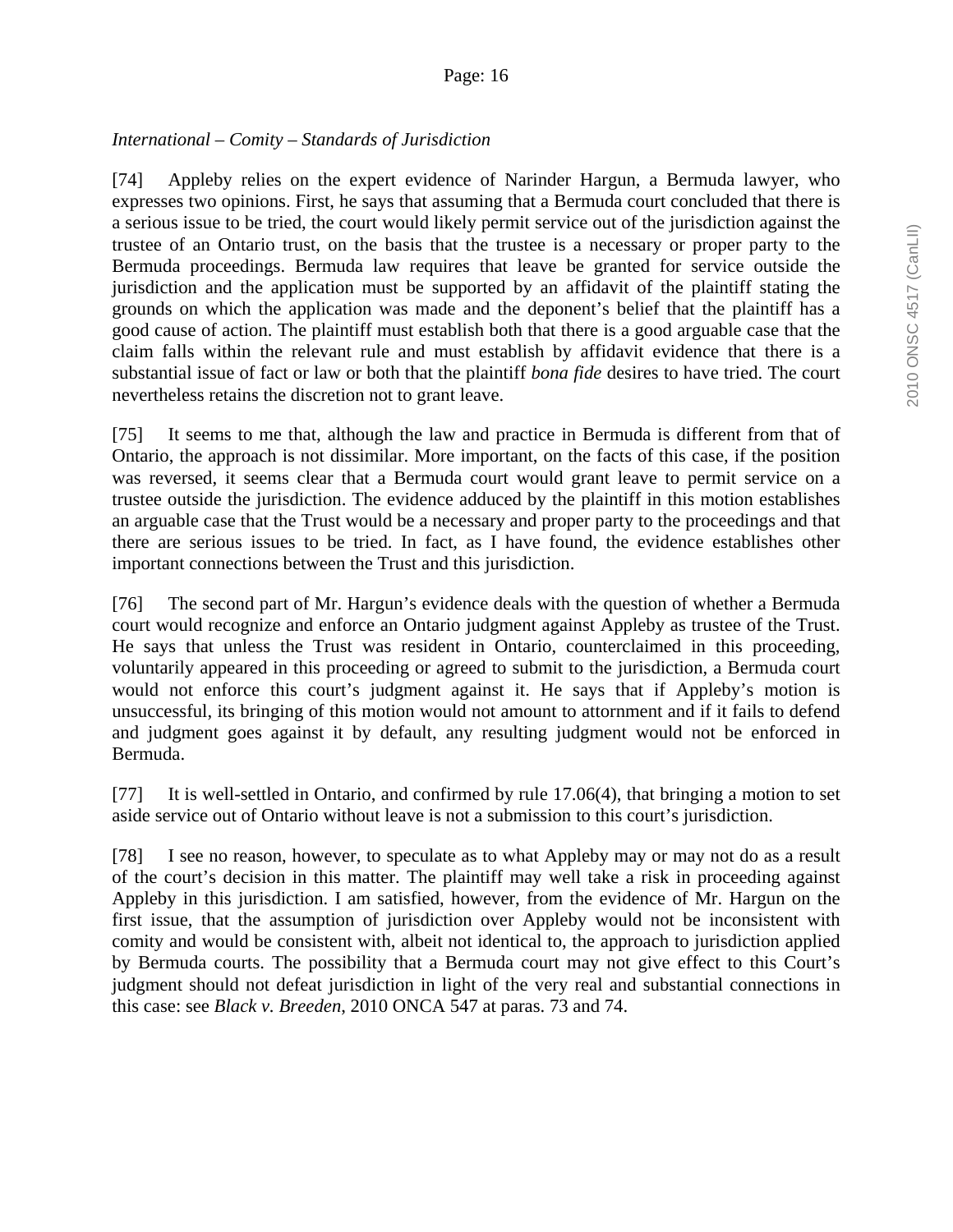*International – Comity – Standards of Jurisdiction*

[74] Appleby relies on the expert evidence of Narinder Hargun, a Bermuda lawyer, who expresses two opinions. First, he says that assuming that a Bermuda court concluded that there is a serious issue to be tried, the court would likely permit service out of the jurisdiction against the trustee of an Ontario trust, on the basis that the trustee is a necessary or proper party to the Bermuda proceedings. Bermuda law requires that leave be granted for service outside the jurisdiction and the application must be supported by an affidavit of the plaintiff stating the grounds on which the application was made and the deponent's belief that the plaintiff has a good cause of action. The plaintiff must establish both that there is a good arguable case that the claim falls within the relevant rule and must establish by affidavit evidence that there is a substantial issue of fact or law or both that the plaintiff *bona fide* desires to have tried. The court nevertheless retains the discretion not to grant leave.

[75] It seems to me that, although the law and practice in Bermuda is different from that of Ontario, the approach is not dissimilar. More important, on the facts of this case, if the position was reversed, it seems clear that a Bermuda court would grant leave to permit service on a trustee outside the jurisdiction. The evidence adduced by the plaintiff in this motion establishes an arguable case that the Trust would be a necessary and proper party to the proceedings and that there are serious issues to be tried. In fact, as I have found, the evidence establishes other important connections between the Trust and this jurisdiction.

[76] The second part of Mr. Hargun's evidence deals with the question of whether a Bermuda court would recognize and enforce an Ontario judgment against Appleby as trustee of the Trust. He says that unless the Trust was resident in Ontario, counterclaimed in this proceeding, voluntarily appeared in this proceeding or agreed to submit to the jurisdiction, a Bermuda court would not enforce this court's judgment against it. He says that if Appleby's motion is unsuccessful, its bringing of this motion would not amount to attornment and if it fails to defend and judgment goes against it by default, any resulting judgment would not be enforced in Bermuda.

[77] It is well-settled in Ontario, and confirmed by rule 17.06(4), that bringing a motion to set aside service out of Ontario without leave is not a submission to this court's jurisdiction.

[78] I see no reason, however, to speculate as to what Appleby may or may not do as a result of the court's decision in this matter. The plaintiff may well take a risk in proceeding against Appleby in this jurisdiction. I am satisfied, however, from the evidence of Mr. Hargun on the first issue, that the assumption of jurisdiction over Appleby would not be inconsistent with comity and would be consistent with, albeit not identical to, the approach to jurisdiction applied by Bermuda courts. The possibility that a Bermuda court may not give effect to this Court's judgment should not defeat jurisdiction in light of the very real and substantial connections in this case: see *Black v. Breeden*, 2010 ONCA 547 at paras. 73 and 74.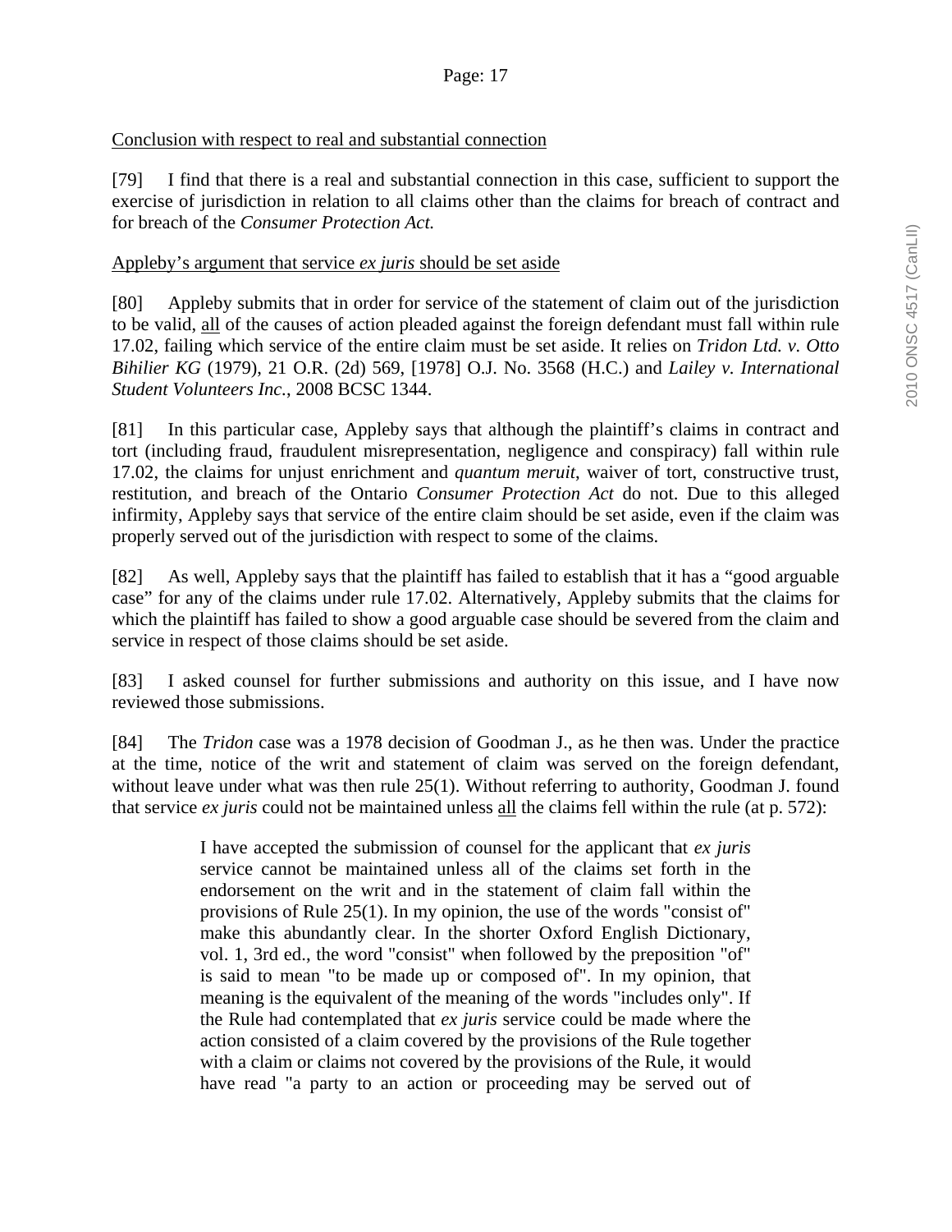Conclusion with respect to real and substantial connection

[79] I find that there is a real and substantial connection in this case, sufficient to support the exercise of jurisdiction in relation to all claims other than the claims for breach of contract and for breach of the *Consumer Protection Act.*

Appleby's argument that service *ex juris* should be set aside

[80] Appleby submits that in order for service of the statement of claim out of the jurisdiction to be valid, all of the causes of action pleaded against the foreign defendant must fall within rule 17.02, failing which service of the entire claim must be set aside. It relies on *Tridon Ltd. v. Otto Bihilier KG* (1979), 21 O.R. (2d) 569, [1978] O.J. No. 3568 (H.C.) and *Lailey v. International Student Volunteers Inc.*, 2008 BCSC 1344.

[81] In this particular case, Appleby says that although the plaintiff's claims in contract and tort (including fraud, fraudulent misrepresentation, negligence and conspiracy) fall within rule 17.02, the claims for unjust enrichment and *quantum meruit*, waiver of tort, constructive trust, restitution, and breach of the Ontario *Consumer Protection Act* do not. Due to this alleged infirmity, Appleby says that service of the entire claim should be set aside, even if the claim was properly served out of the jurisdiction with respect to some of the claims.

[82] As well, Appleby says that the plaintiff has failed to establish that it has a "good arguable case" for any of the claims under rule 17.02. Alternatively, Appleby submits that the claims for which the plaintiff has failed to show a good arguable case should be severed from the claim and service in respect of those claims should be set aside.

[83] I asked counsel for further submissions and authority on this issue, and I have now reviewed those submissions.

[84] The *Tridon* case was a 1978 decision of Goodman J., as he then was. Under the practice at the time, notice of the writ and statement of claim was served on the foreign defendant, without leave under what was then rule 25(1). Without referring to authority, Goodman J. found that service *ex juris* could not be maintained unless all the claims fell within the rule (at p. 572):

> I have accepted the submission of counsel for the applicant that *ex juris* service cannot be maintained unless all of the claims set forth in the endorsement on the writ and in the statement of claim fall within the provisions of Rule 25(1). In my opinion, the use of the words "consist of" make this abundantly clear. In the shorter Oxford English Dictionary, vol. 1, 3rd ed., the word "consist" when followed by the preposition "of" is said to mean "to be made up or composed of". In my opinion, that meaning is the equivalent of the meaning of the words "includes only". If the Rule had contemplated that *ex juris* service could be made where the action consisted of a claim covered by the provisions of the Rule together with a claim or claims not covered by the provisions of the Rule, it would have read "a party to an action or proceeding may be served out of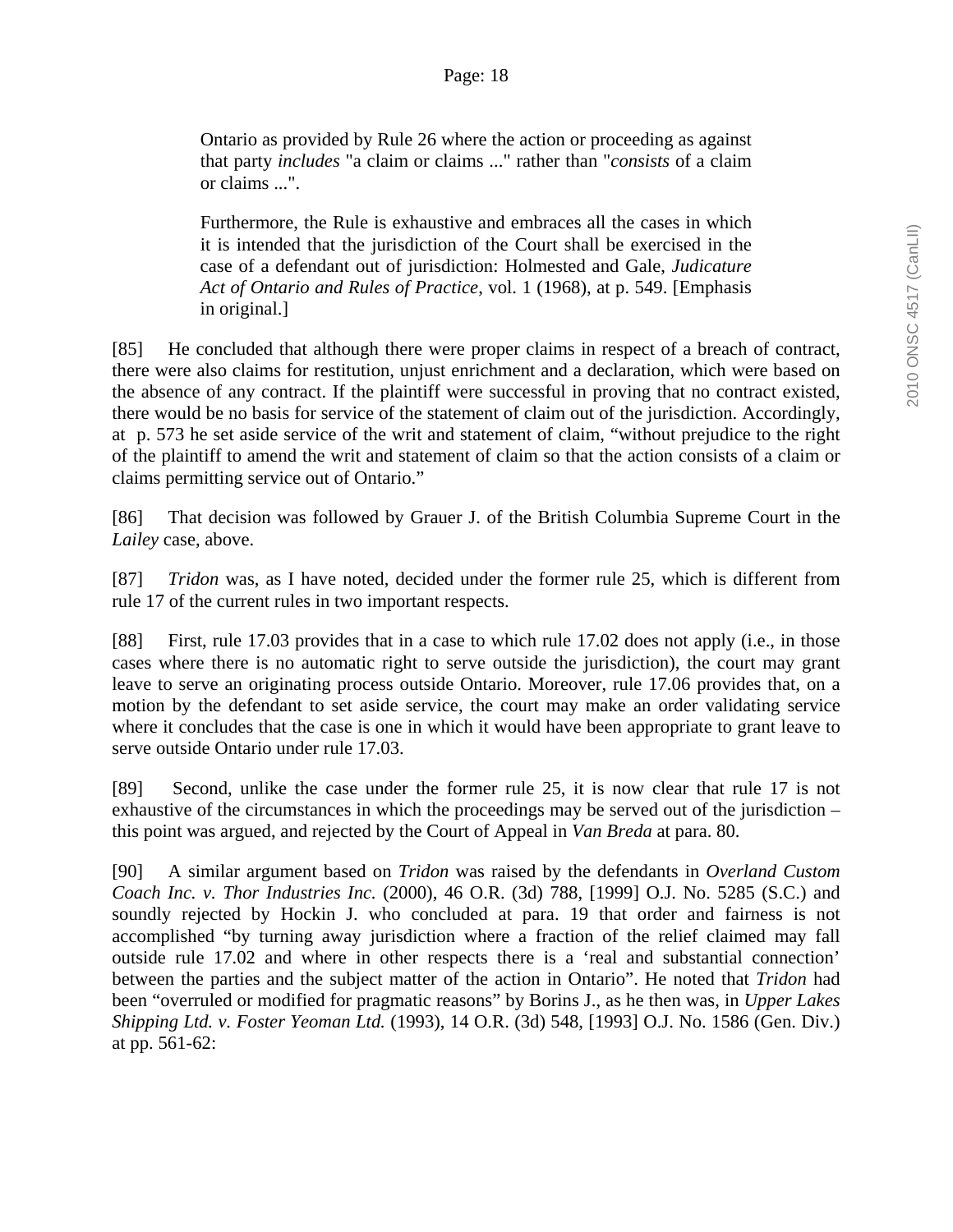> Ontario as provided by Rule 26 where the action or proceeding as against that party *includes* "a claim or claims ..." rather than "*consists* of a claim or claims ...".
>
> Furthermore, the Rule is exhaustive and embraces all the cases in which it is intended that the jurisdiction of the Court shall be exercised in the case of a defendant out of jurisdiction: Holmested and Gale, *Judicature Act of Ontario and Rules of Practice*, vol. 1 (1968), at p. 549. [Emphasis in original.]

[85] He concluded that although there were proper claims in respect of a breach of contract, there were also claims for restitution, unjust enrichment and a declaration, which were based on the absence of any contract. If the plaintiff were successful in proving that no contract existed, there would be no basis for service of the statement of claim out of the jurisdiction. Accordingly, at p. 573 he set aside service of the writ and statement of claim, "without prejudice to the right of the plaintiff to amend the writ and statement of claim so that the action consists of a claim or claims permitting service out of Ontario."

[86] That decision was followed by Grauer J. of the British Columbia Supreme Court in the *Lailey* case, above.

[87] *Tridon* was, as I have noted, decided under the former rule 25, which is different from rule 17 of the current rules in two important respects.

[88] First, rule 17.03 provides that in a case to which rule 17.02 does not apply (i.e., in those cases where there is no automatic right to serve outside the jurisdiction), the court may grant leave to serve an originating process outside Ontario. Moreover, rule 17.06 provides that, on a motion by the defendant to set aside service, the court may make an order validating service where it concludes that the case is one in which it would have been appropriate to grant leave to serve outside Ontario under rule 17.03.

[89] Second, unlike the case under the former rule 25, it is now clear that rule 17 is not exhaustive of the circumstances in which the proceedings may be served out of the jurisdiction – this point was argued, and rejected by the Court of Appeal in *Van Breda* at para. 80.

[90] A similar argument based on *Tridon* was raised by the defendants in *Overland Custom Coach Inc. v. Thor Industries Inc.* (2000), 46 O.R. (3d) 788, [1999] O.J. No. 5285 (S.C.) and soundly rejected by Hockin J. who concluded at para. 19 that order and fairness is not accomplished "by turning away jurisdiction where a fraction of the relief claimed may fall outside rule 17.02 and where in other respects there is a 'real and substantial connection' between the parties and the subject matter of the action in Ontario". He noted that *Tridon* had been "overruled or modified for pragmatic reasons" by Borins J., as he then was, in *Upper Lakes Shipping Ltd. v. Foster Yeoman Ltd.* (1993), 14 O.R. (3d) 548, [1993] O.J. No. 1586 (Gen. Div.) at pp. 561-62: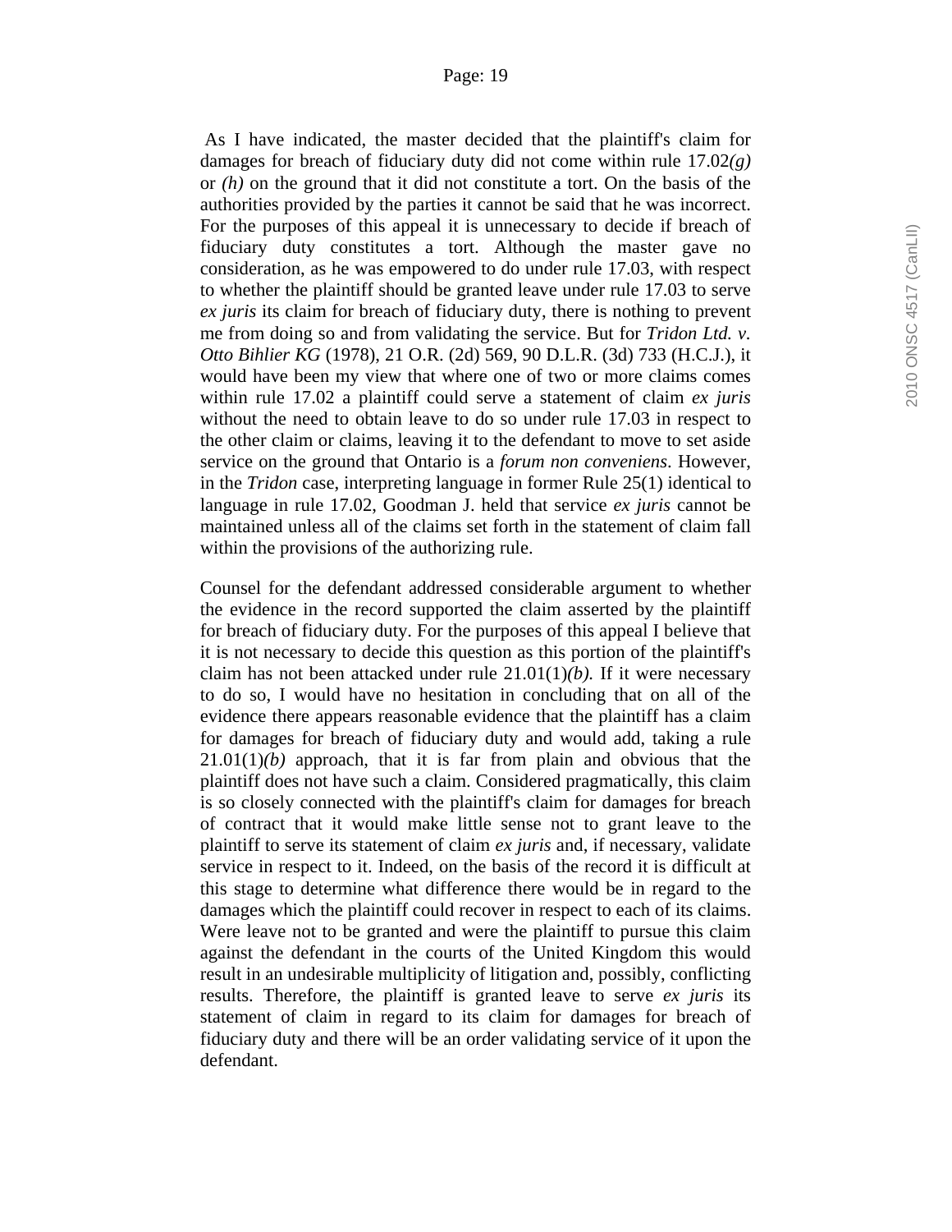As I have indicated, the master decided that the plaintiff's claim for damages for breach of fiduciary duty did not come within rule 17.02*(g)* or *(h)* on the ground that it did not constitute a tort. On the basis of the authorities provided by the parties it cannot be said that he was incorrect. For the purposes of this appeal it is unnecessary to decide if breach of fiduciary duty constitutes a tort. Although the master gave no consideration, as he was empowered to do under rule 17.03, with respect to whether the plaintiff should be granted leave under rule 17.03 to serve *ex juris* its claim for breach of fiduciary duty, there is nothing to prevent me from doing so and from validating the service. But for *Tridon Ltd. v. Otto Bihlier KG* (1978), 21 O.R. (2d) 569, 90 D.L.R. (3d) 733 (H.C.J.), it would have been my view that where one of two or more claims comes within rule 17.02 a plaintiff could serve a statement of claim *ex juris* without the need to obtain leave to do so under rule 17.03 in respect to the other claim or claims, leaving it to the defendant to move to set aside service on the ground that Ontario is a *forum non conveniens*. However, in the *Tridon* case, interpreting language in former Rule 25(1) identical to language in rule 17.02, Goodman J. held that service *ex juris* cannot be maintained unless all of the claims set forth in the statement of claim fall within the provisions of the authorizing rule.

Counsel for the defendant addressed considerable argument to whether the evidence in the record supported the claim asserted by the plaintiff for breach of fiduciary duty. For the purposes of this appeal I believe that it is not necessary to decide this question as this portion of the plaintiff's claim has not been attacked under rule 21.01(1)*(b).* If it were necessary to do so, I would have no hesitation in concluding that on all of the evidence there appears reasonable evidence that the plaintiff has a claim for damages for breach of fiduciary duty and would add, taking a rule 21.01(1)*(b)* approach, that it is far from plain and obvious that the plaintiff does not have such a claim. Considered pragmatically, this claim is so closely connected with the plaintiff's claim for damages for breach of contract that it would make little sense not to grant leave to the plaintiff to serve its statement of claim *ex juris* and, if necessary, validate service in respect to it. Indeed, on the basis of the record it is difficult at this stage to determine what difference there would be in regard to the damages which the plaintiff could recover in respect to each of its claims. Were leave not to be granted and were the plaintiff to pursue this claim against the defendant in the courts of the United Kingdom this would result in an undesirable multiplicity of litigation and, possibly, conflicting results. Therefore, the plaintiff is granted leave to serve *ex juris* its statement of claim in regard to its claim for damages for breach of fiduciary duty and there will be an order validating service of it upon the defendant.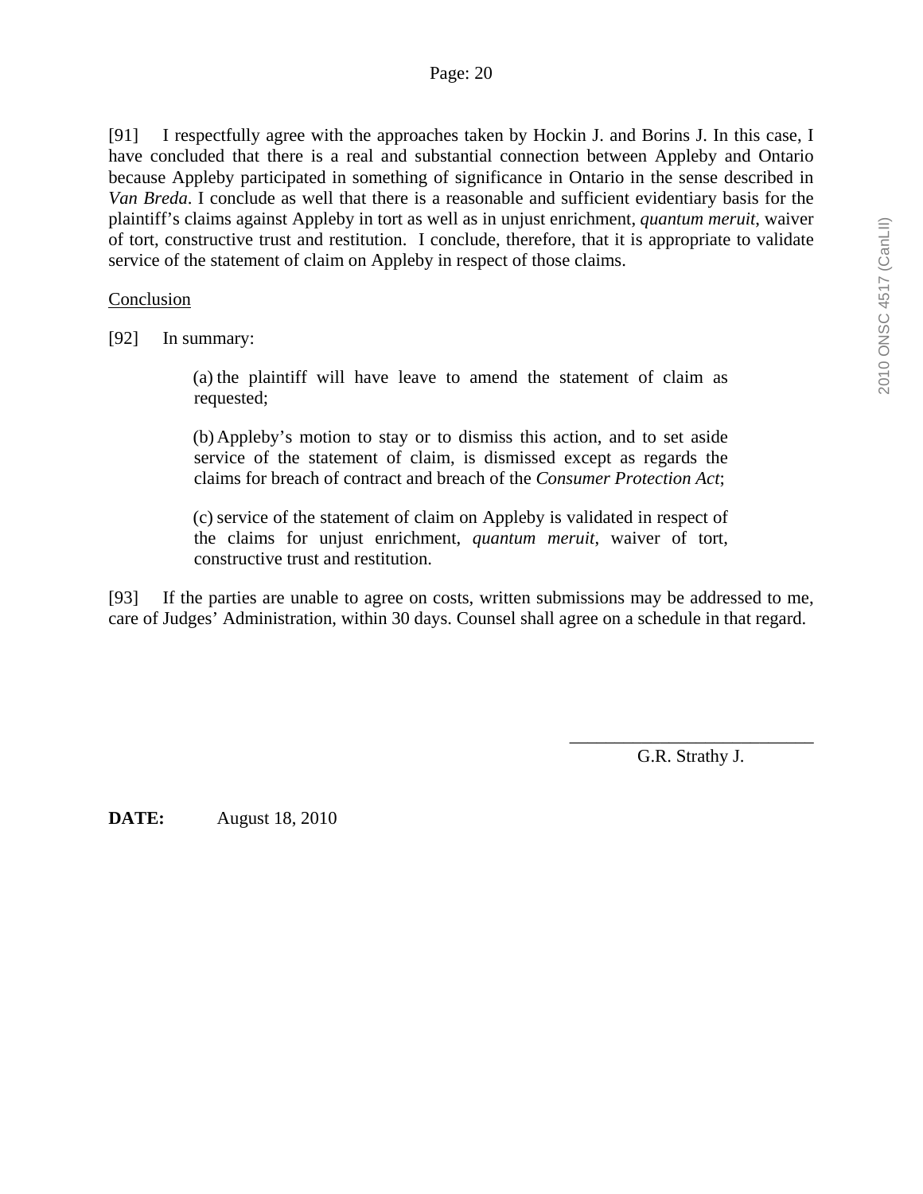[91] I respectfully agree with the approaches taken by Hockin J. and Borins J. In this case, I have concluded that there is a real and substantial connection between Appleby and Ontario because Appleby participated in something of significance in Ontario in the sense described in *Van Breda*. I conclude as well that there is a reasonable and sufficient evidentiary basis for the plaintiff's claims against Appleby in tort as well as in unjust enrichment, *quantum meruit*, waiver of tort, constructive trust and restitution. I conclude, therefore, that it is appropriate to validate service of the statement of claim on Appleby in respect of those claims.

Conclusion

[92] In summary:

> (a) the plaintiff will have leave to amend the statement of claim as requested;
>
> (b) Appleby's motion to stay or to dismiss this action, and to set aside service of the statement of claim, is dismissed except as regards the claims for breach of contract and breach of the *Consumer Protection Act*;
>
> (c) service of the statement of claim on Appleby is validated in respect of the claims for unjust enrichment, *quantum meruit*, waiver of tort, constructive trust and restitution.

[93] If the parties are unable to agree on costs, written submissions may be addressed to me, care of Judges' Administration, within 30 days. Counsel shall agree on a schedule in that regard.

___________________________
G.R. Strathy J.

**DATE:** August 18, 2010